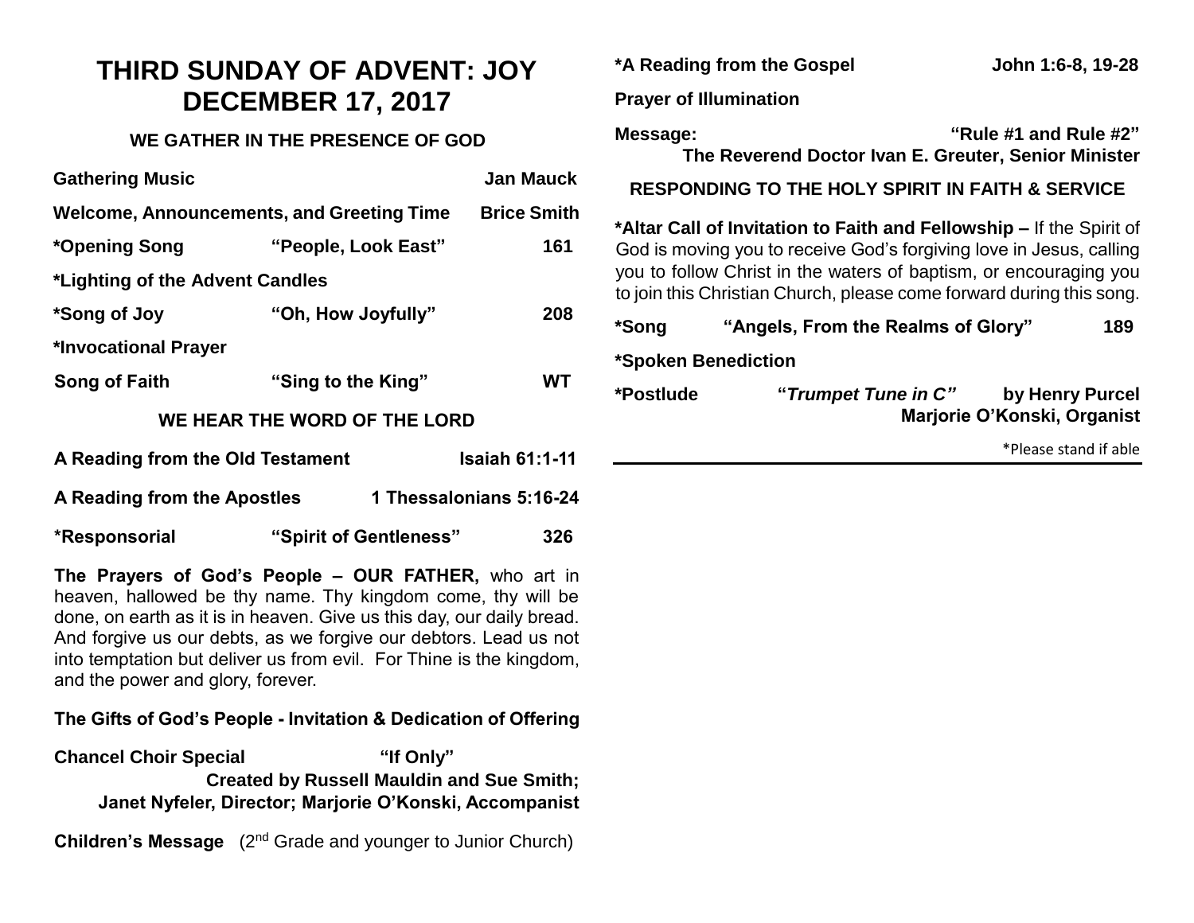# THIRD SUNDAY OF ADVENT: JOY
# DECEMBER 17, 2017

## WE GATHER IN THE PRESENCE OF GOD

**Gathering Music** — **Jan Mauck**

**Welcome, Announcements, and Greeting Time** — **Brice Smith**

**\*Opening Song** — **"People, Look East"** — **161**

**\*Lighting of the Advent Candles**

**\*Song of Joy** — **"Oh, How Joyfully"** — **208**

**\*Invocational Prayer**

**Song of Faith** — **"Sing to the King"** — **WT**

## WE HEAR THE WORD OF THE LORD

**A Reading from the Old Testament** — **Isaiah 61:1-11**

**A Reading from the Apostles** — **1 Thessalonians 5:16-24**

**\*Responsorial** — **"Spirit of Gentleness"** — **326**

**The Prayers of God's People – OUR FATHER,** who art in heaven, hallowed be thy name. Thy kingdom come, thy will be done, on earth as it is in heaven. Give us this day, our daily bread. And forgive us our debts, as we forgive our debtors. Lead us not into temptation but deliver us from evil. For Thine is the kingdom, and the power and glory, forever.

**The Gifts of God's People - Invitation & Dedication of Offering**

**Chancel Choir Special** — **"If Only"**
**Created by Russell Mauldin and Sue Smith;**
**Janet Nyfeler, Director; Marjorie O'Konski, Accompanist**

**Children's Message** (2nd Grade and younger to Junior Church)

**\*A Reading from the Gospel** — **John 1:6-8, 19-28**

**Prayer of Illumination**

**Message:** — **"Rule #1 and Rule #2"**
**The Reverend Doctor Ivan E. Greuter, Senior Minister**

## RESPONDING TO THE HOLY SPIRIT IN FAITH & SERVICE

**\*Altar Call of Invitation to Faith and Fellowship –** If the Spirit of God is moving you to receive God's forgiving love in Jesus, calling you to follow Christ in the waters of baptism, or encouraging you to join this Christian Church, please come forward during this song.

**\*Song** — **"Angels, From the Realms of Glory"** — **189**

**\*Spoken Benediction**

**\*Postlude** — **"*Trumpet Tune in C*"** — **by Henry Purcel**
**Marjorie O'Konski, Organist**

\*Please stand if able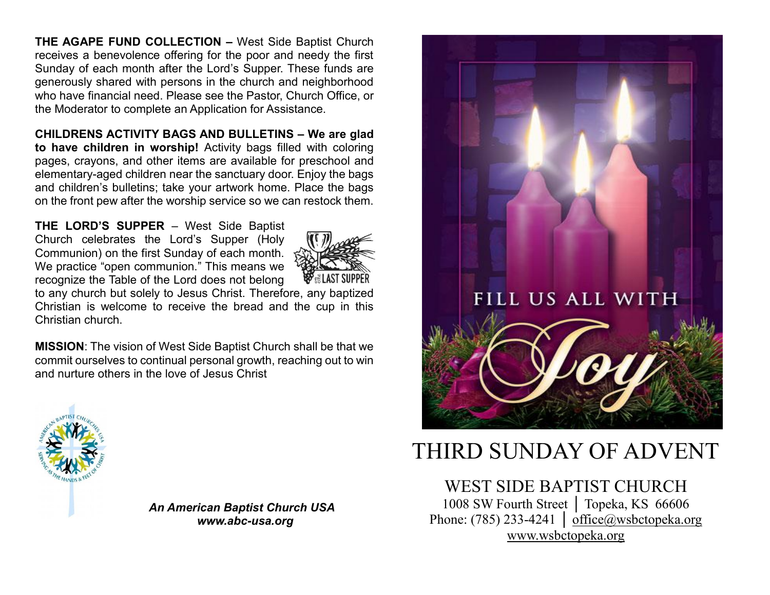**THE AGAPE FUND COLLECTION –** West Side Baptist Church receives a benevolence offering for the poor and needy the first Sunday of each month after the Lord's Supper. These funds are generously shared with persons in the church and neighborhood who have financial need. Please see the Pastor, Church Office, or the Moderator to complete an Application for Assistance.

**CHILDRENS ACTIVITY BAGS AND BULLETINS – We are glad to have children in worship!** Activity bags filled with coloring pages, crayons, and other items are available for preschool and elementary-aged children near the sanctuary door. Enjoy the bags and children's bulletins; take your artwork home. Place the bags on the front pew after the worship service so we can restock them.

**THE LORD'S SUPPER** – West Side Baptist Church celebrates the Lord's Supper (Holy Communion) on the first Sunday of each month. We practice "open communion." This means we recognize the Table of the Lord does not belong to any church but solely to Jesus Christ. Therefore, any baptized Christian is welcome to receive the bread and the cup in this Christian church.

**MISSION**: The vision of West Side Baptist Church shall be that we commit ourselves to continual personal growth, reaching out to win and nurture others in the love of Jesus Christ

***An American Baptist Church USA***
***www.abc-usa.org***

FILL US ALL WITH Joy

# THIRD SUNDAY OF ADVENT

## WEST SIDE BAPTIST CHURCH

1008 SW Fourth Street | Topeka, KS 66606
Phone: (785) 233-4241 | office@wsbctopeka.org
www.wsbctopeka.org